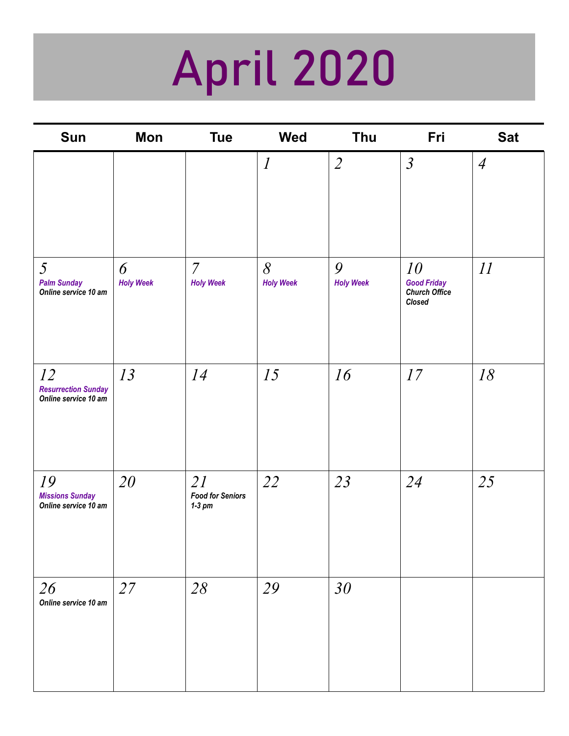# April 2020

| Sun | Mon | Tue | Wed | Thu | Fri | Sat |
|---|---|---|---|---|---|---|
| | | | 1 | 2 | 3 | 4 |
| 5 *Palm Sunday* *Online service 10 am* | 6 *Holy Week* | 7 *Holy Week* | 8 *Holy Week* | 9 *Holy Week* | 10 *Good Friday* *Church Office Closed* | 11 |
| 12 *Resurrection Sunday* *Online service 10 am* | 13 | 14 | 15 | 16 | 17 | 18 |
| 19 *Missions Sunday* *Online service 10 am* | 20 | 21 *Food for Seniors 1-3 pm* | 22 | 23 | 24 | 25 |
| 26 *Online service 10 am* | 27 | 28 | 29 | 30 | | |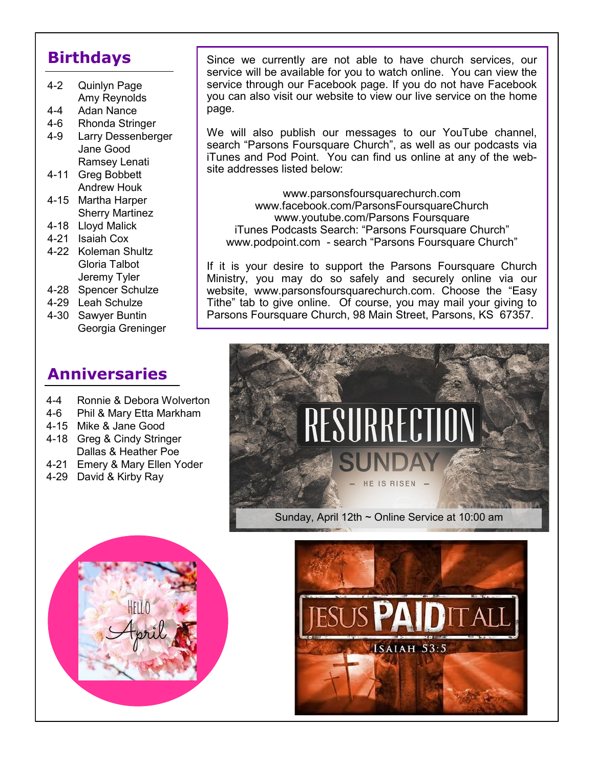## Birthdays

4-2 Quinlyn Page
Amy Reynolds
4-4 Adan Nance
4-6 Rhonda Stringer
4-9 Larry Dessenberger
Jane Good
Ramsey Lenati
4-11 Greg Bobbett
Andrew Houk
4-15 Martha Harper
Sherry Martinez
4-18 Lloyd Malick
4-21 Isaiah Cox
4-22 Koleman Shultz
Gloria Talbot
Jeremy Tyler
4-28 Spencer Schulze
4-29 Leah Schulze
4-30 Sawyer Buntin
Georgia Greninger

## Anniversaries

4-4 Ronnie & Debora Wolverton
4-6 Phil & Mary Etta Markham
4-15 Mike & Jane Good
4-18 Greg & Cindy Stringer
Dallas & Heather Poe
4-21 Emery & Mary Ellen Yoder
4-29 David & Kirby Ray

Since we currently are not able to have church services, our service will be available for you to watch online. You can view the service through our Facebook page. If you do not have Facebook you can also visit our website to view our live service on the home page.

We will also publish our messages to our YouTube channel, search "Parsons Foursquare Church", as well as our podcasts via iTunes and Pod Point. You can find us online at any of the web-site addresses listed below:

www.parsonsfoursquarechurch.com
www.facebook.com/ParsonsFoursquareChurch
www.youtube.com/Parsons Foursquare
iTunes Podcasts Search: "Parsons Foursquare Church"
www.podpoint.com - search "Parsons Foursquare Church"

If it is your desire to support the Parsons Foursquare Church Ministry, you may do so safely and securely online via our website, www.parsonsfoursquarechurch.com. Choose the "Easy Tithe" tab to give online. Of course, you may mail your giving to Parsons Foursquare Church, 98 Main Street, Parsons, KS 67357.

RESURRECTION SUNDAY
— HE IS RISEN —

Sunday, April 12th ~ Online Service at 10:00 am

Hello April

JESUS PAID IT ALL
ISAIAH 53:5